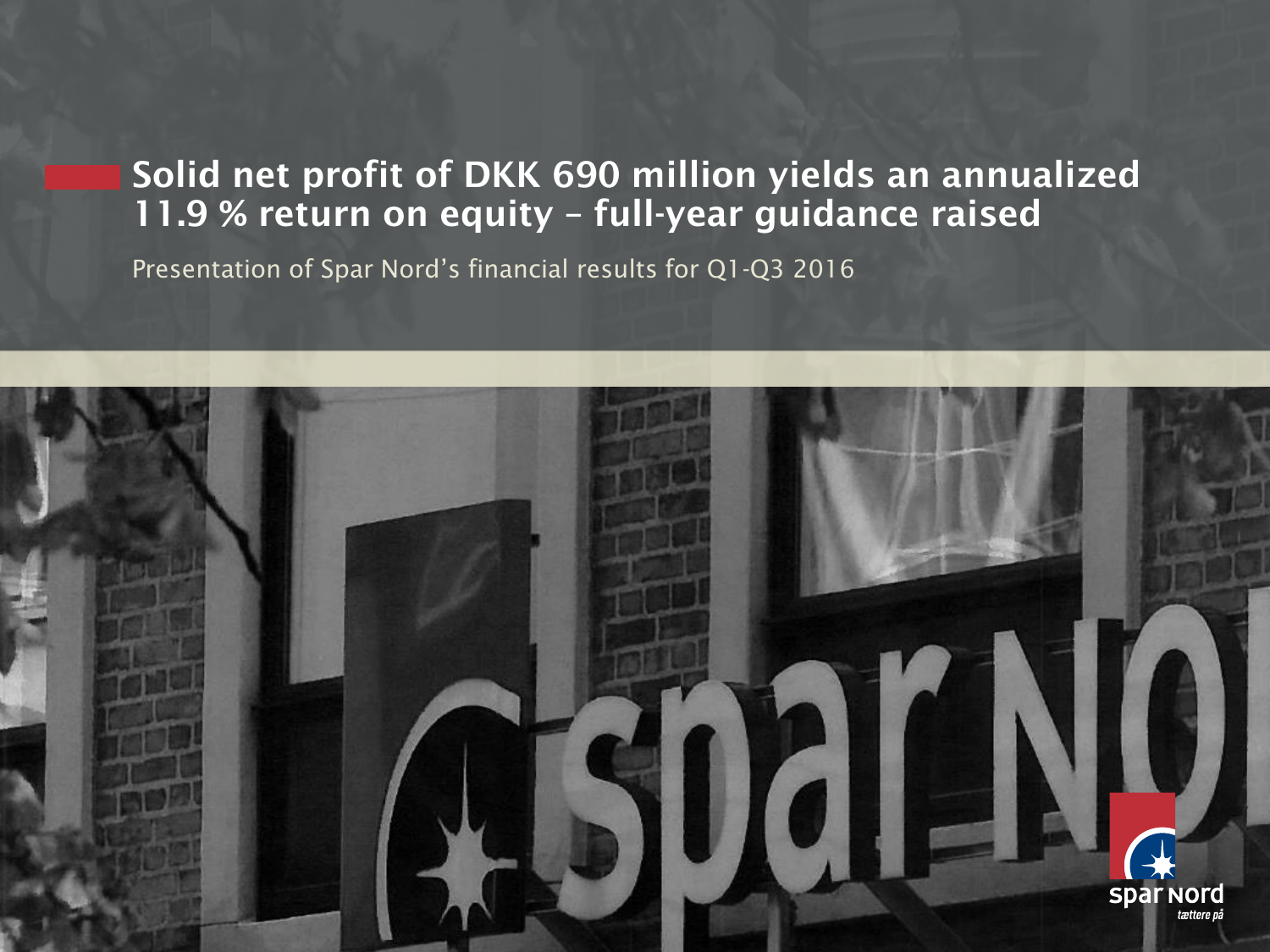# Solid net profit of DKK 690 million yields an annualized 11.9 % return on equity – full-year guidance raised

Presentation of Spar Nord's financial results for Q1-Q3 2016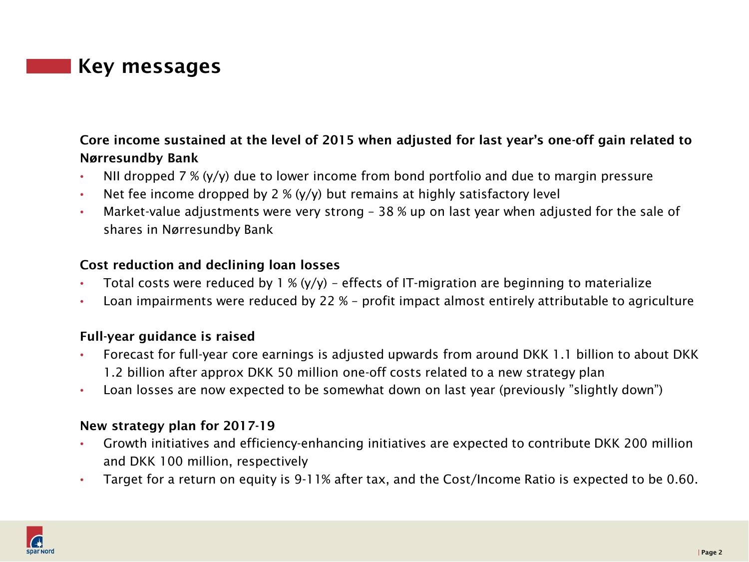# Key messages

**Core income sustained at the level of 2015 when adjusted for last year's one-off gain related to Nørresundby Bank**

- NII dropped 7 % (y/y) due to lower income from bond portfolio and due to margin pressure
- Net fee income dropped by 2 % (y/y) but remains at highly satisfactory level
- Market-value adjustments were very strong – 38 % up on last year when adjusted for the sale of shares in Nørresundby Bank

**Cost reduction and declining loan losses**

- Total costs were reduced by 1 % (y/y) – effects of IT-migration are beginning to materialize
- Loan impairments were reduced by 22 % – profit impact almost entirely attributable to agriculture

**Full-year guidance is raised**

- Forecast for full-year core earnings is adjusted upwards from around DKK 1.1 billion to about DKK 1.2 billion after approx DKK 50 million one-off costs related to a new strategy plan
- Loan losses are now expected to be somewhat down on last year (previously "slightly down")

**New strategy plan for 2017-19**

- Growth initiatives and efficiency-enhancing initiatives are expected to contribute DKK 200 million and DKK 100 million, respectively
- Target for a return on equity is 9-11% after tax, and the Cost/Income Ratio is expected to be 0.60.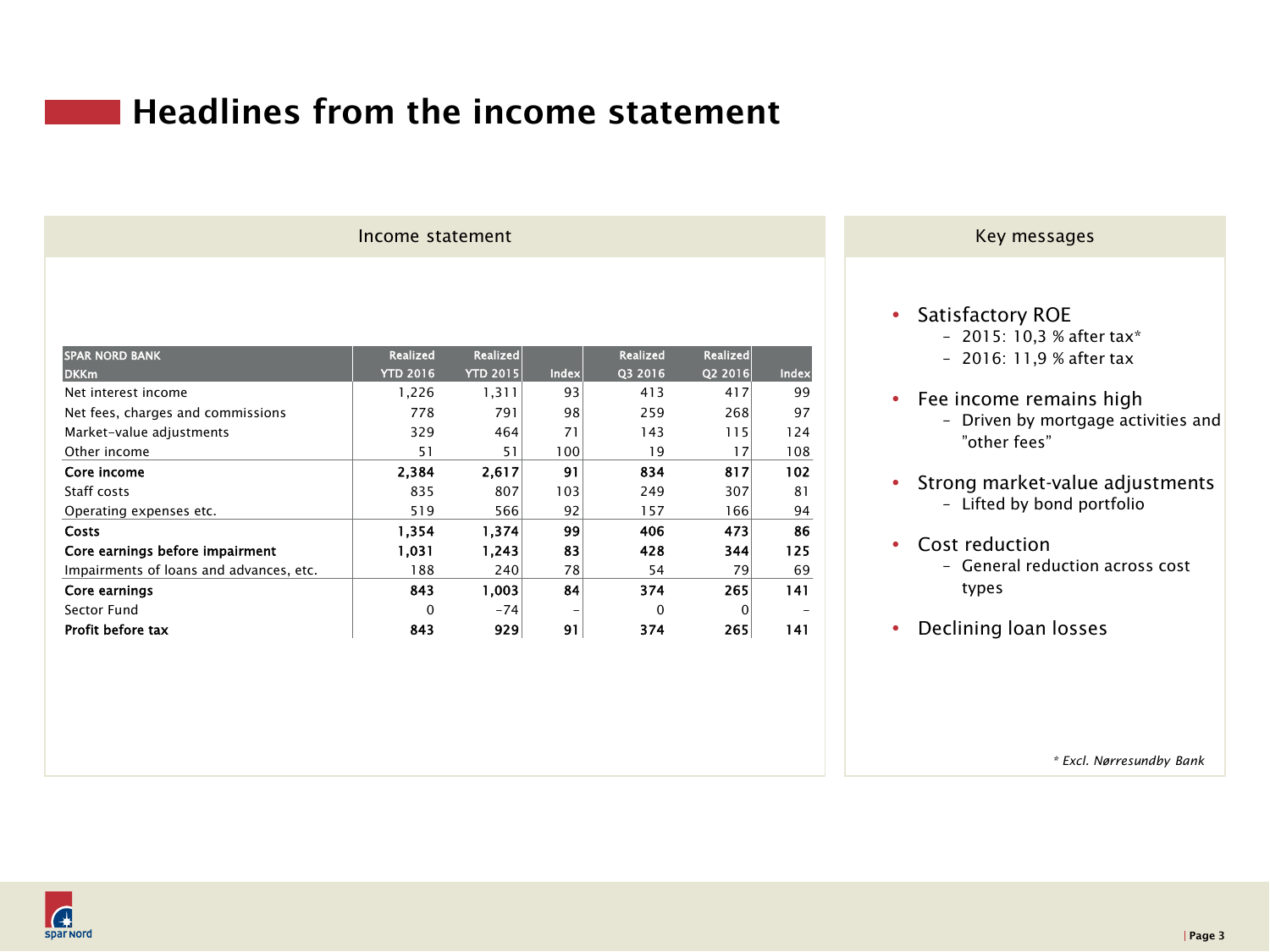# Headlines from the income statement

## Income statement

| SPAR NORD BANK<br>DKKm | Realized<br>YTD 2016 | Realized<br>YTD 2015 | Index | Realized<br>Q3 2016 | Realized<br>Q2 2016 | Index |
|---|---|---|---|---|---|---|
| Net interest income | 1,226 | 1,311 | 93 | 413 | 417 | 99 |
| Net fees, charges and commissions | 778 | 791 | 98 | 259 | 268 | 97 |
| Market-value adjustments | 329 | 464 | 71 | 143 | 115 | 124 |
| Other income | 51 | 51 | 100 | 19 | 17 | 108 |
| **Core income** | **2,384** | **2,617** | **91** | **834** | **817** | **102** |
| Staff costs | 835 | 807 | 103 | 249 | 307 | 81 |
| Operating expenses etc. | 519 | 566 | 92 | 157 | 166 | 94 |
| **Costs** | **1,354** | **1,374** | **99** | **406** | **473** | **86** |
| **Core earnings before impairment** | **1,031** | **1,243** | **83** | **428** | **344** | **125** |
| Impairments of loans and advances, etc. | 188 | 240 | 78 | 54 | 79 | 69 |
| **Core earnings** | **843** | **1,003** | **84** | **374** | **265** | **141** |
| Sector Fund | 0 | -74 | - | 0 | 0 | - |
| **Profit before tax** | **843** | **929** | **91** | **374** | **265** | **141** |

## Key messages

- Satisfactory ROE
  - 2015: 10,3 % after tax*
  - 2016: 11,9 % after tax
- Fee income remains high
  - Driven by mortgage activities and "other fees"
- Strong market-value adjustments
  - Lifted by bond portfolio
- Cost reduction
  - General reduction across cost types
- Declining loan losses

*\* Excl. Nørresundby Bank*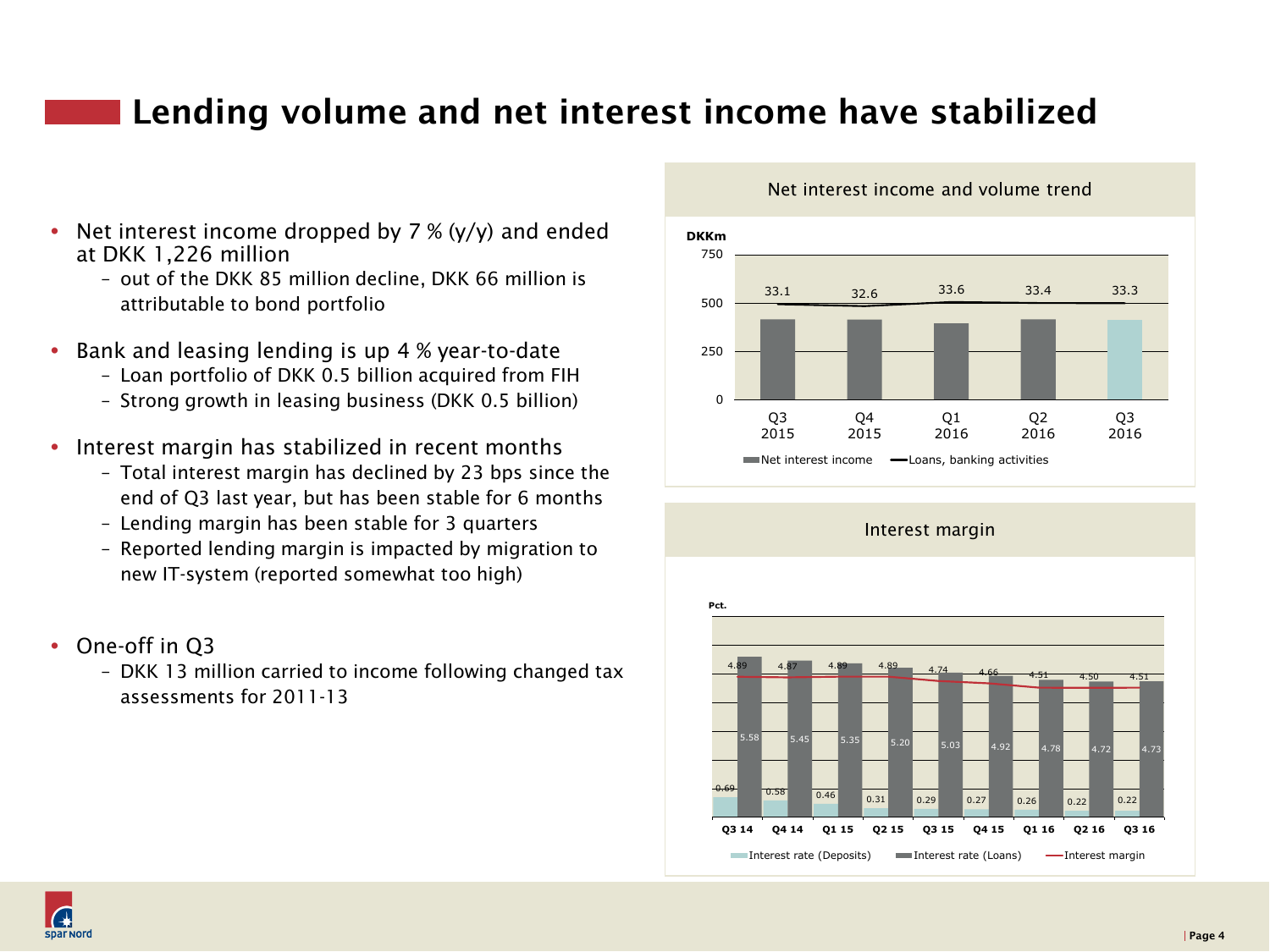# Lending volume and net interest income have stabilized

- Net interest income dropped by 7 % (y/y) and ended at DKK 1,226 million
  - out of the DKK 85 million decline, DKK 66 million is attributable to bond portfolio
- Bank and leasing lending is up 4 % year-to-date
  - Loan portfolio of DKK 0.5 billion acquired from FIH
  - Strong growth in leasing business (DKK 0.5 billion)
- Interest margin has stabilized in recent months
  - Total interest margin has declined by 23 bps since the end of Q3 last year, but has been stable for 6 months
  - Lending margin has been stable for 3 quarters
  - Reported lending margin is impacted by migration to new IT-system (reported somewhat too high)
- One-off in Q3
  - DKK 13 million carried to income following changed tax assessments for 2011-13

**Net interest income and volume trend**

DKKm

| | Q3 2015 | Q4 2015 | Q1 2016 | Q2 2016 | Q3 2016 |
|---|---|---|---|---|---|
| Loans, banking activities | 33.1 | 32.6 | 33.6 | 33.4 | 33.3 |

**Interest margin**

Pct.

| | Q3 14 | Q4 14 | Q1 15 | Q2 15 | Q3 15 | Q4 15 | Q1 16 | Q2 16 | Q3 16 |
|---|---|---|---|---|---|---|---|---|---|
| Interest rate (Deposits) | 0.69 | 0.58 | 0.46 | 0.31 | 0.29 | 0.27 | 0.26 | 0.22 | 0.22 |
| Interest rate (Loans) | 5.58 | 5.45 | 5.35 | 5.20 | 5.03 | 4.92 | 4.78 | 4.72 | 4.73 |
| Interest margin | 4.89 | 4.87 | 4.89 | 4.89 | 4.74 | 4.66 | 4.51 | 4.50 | 4.51 |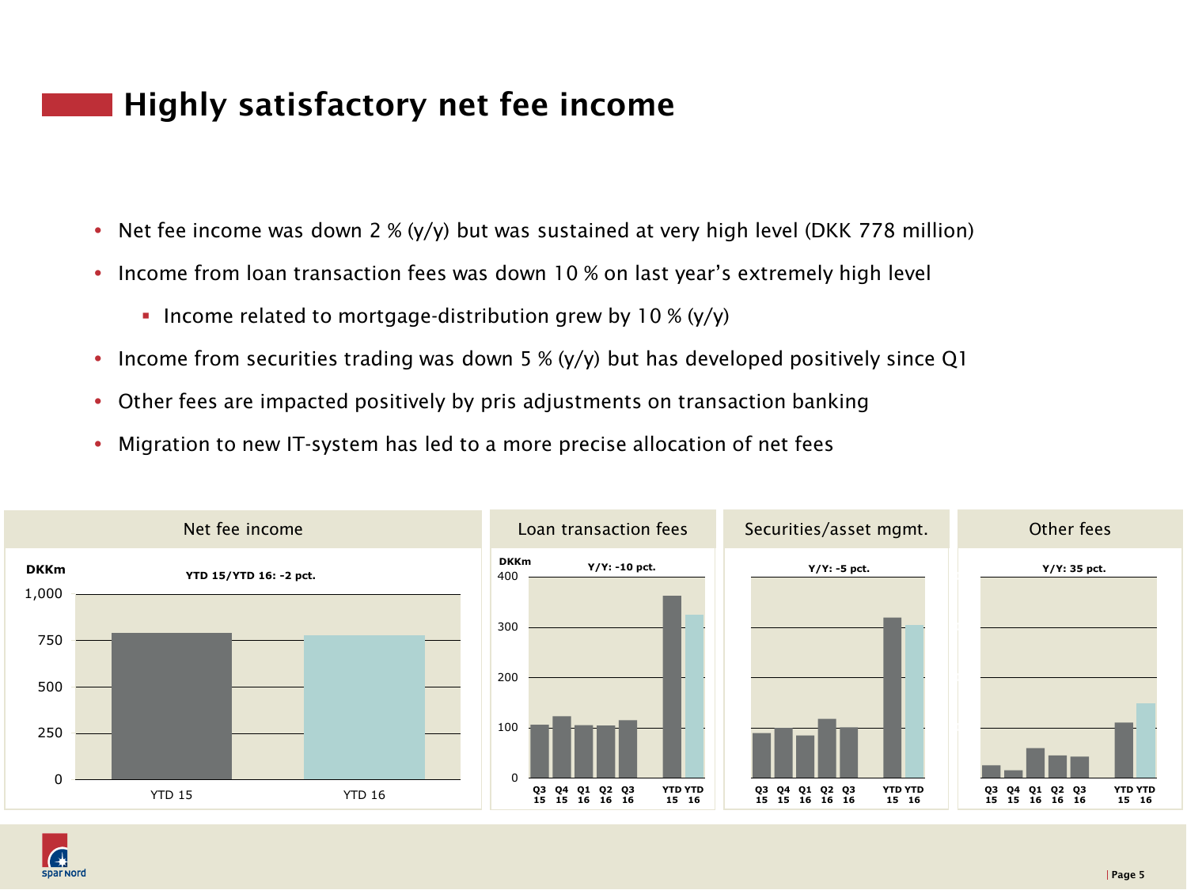# Highly satisfactory net fee income

- Net fee income was down 2 % (y/y) but was sustained at very high level (DKK 778 million)
- Income from loan transaction fees was down 10 % on last year's extremely high level
  - Income related to mortgage-distribution grew by 10 % (y/y)
- Income from securities trading was down 5 % (y/y) but has developed positively since Q1
- Other fees are impacted positively by pris adjustments on transaction banking
- Migration to new IT-system has led to a more precise allocation of net fees

**Net fee income**

DKKm

YTD 15/YTD 16: -2 pct.

**Loan transaction fees**

DKKm

Y/Y: -10 pct.

**Securities/asset mgmt.**

Y/Y: -5 pct.

**Other fees**

Y/Y: 35 pct.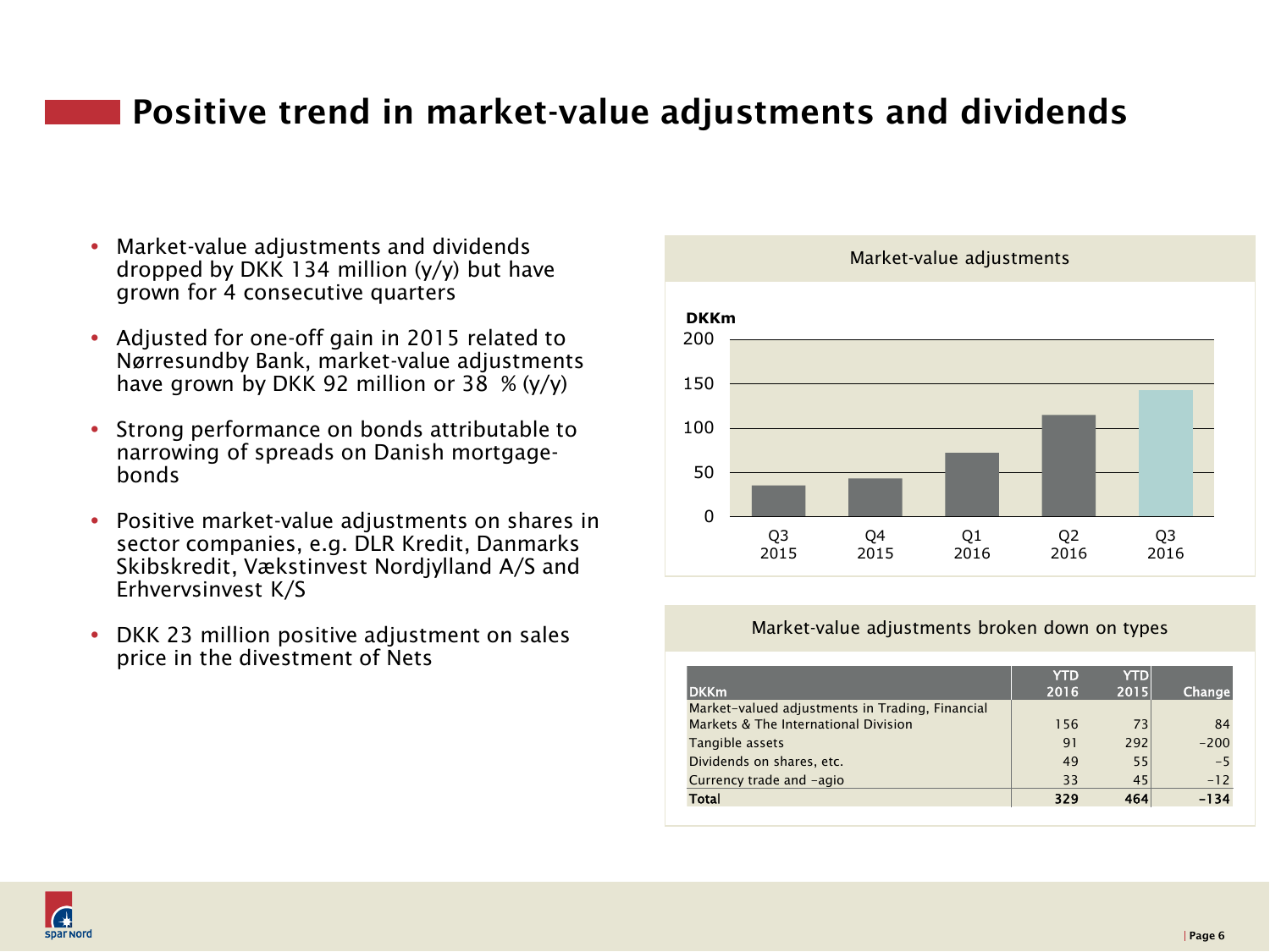# Positive trend in market-value adjustments and dividends

- Market-value adjustments and dividends dropped by DKK 134 million (y/y) but have grown for 4 consecutive quarters
- Adjusted for one-off gain in 2015 related to Nørresundby Bank, market-value adjustments have grown by DKK 92 million or 38 % (y/y)
- Strong performance on bonds attributable to narrowing of spreads on Danish mortgage-bonds
- Positive market-value adjustments on shares in sector companies, e.g. DLR Kredit, Danmarks Skibskredit, Vækstinvest Nordjylland A/S and Erhvervsinvest K/S
- DKK 23 million positive adjustment on sales price in the divestment of Nets

## Market-value adjustments

DKKm

| Quarter | DKKm (approx.) |
|---|---|
| Q3 2015 | 35 |
| Q4 2015 | 43 |
| Q1 2016 | 72 |
| Q2 2016 | 115 |
| Q3 2016 | 142 |

## Market-value adjustments broken down on types

| DKKm | YTD 2016 | YTD 2015 | Change |
|---|---|---|---|
| Market-valued adjustments in Trading, Financial Markets & The International Division | 156 | 73 | 84 |
| Tangible assets | 91 | 292 | -200 |
| Dividends on shares, etc. | 49 | 55 | -5 |
| Currency trade and -agio | 33 | 45 | -12 |
| **Total** | **329** | **464** | **-134** |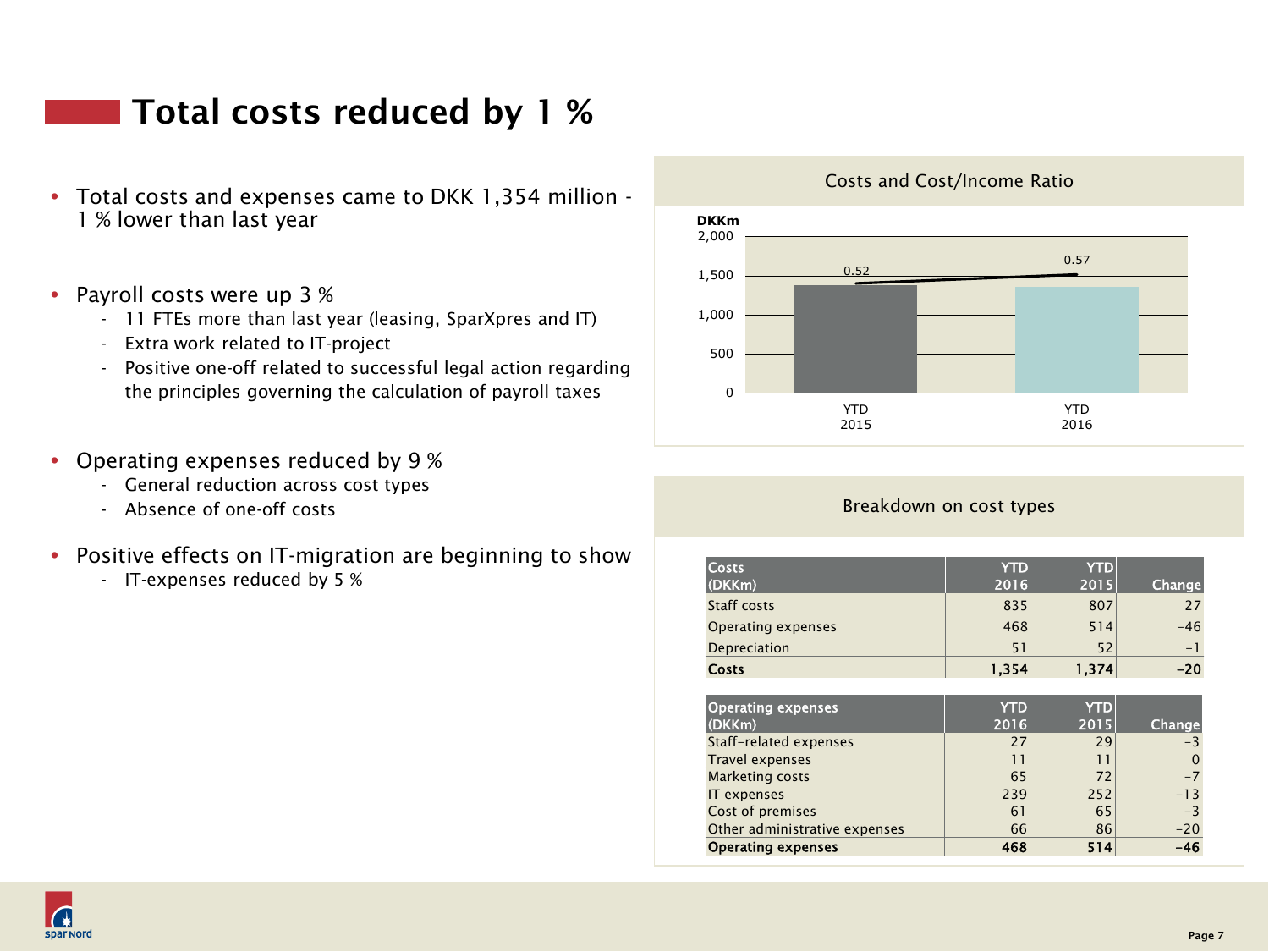# Total costs reduced by 1 %

- Total costs and expenses came to DKK 1,354 million - 1 % lower than last year

- Payroll costs were up 3 %
  - 11 FTEs more than last year (leasing, SparXpres and IT)
  - Extra work related to IT-project
  - Positive one-off related to successful legal action regarding the principles governing the calculation of payroll taxes

- Operating expenses reduced by 9 %
  - General reduction across cost types
  - Absence of one-off costs

- Positive effects on IT-migration are beginning to show
  - IT-expenses reduced by 5 %

## Costs and Cost/Income Ratio

DKKm

| | YTD 2015 | YTD 2016 |
|---|---|---|
| Cost/Income Ratio | 0.52 | 0.57 |

## Breakdown on cost types

| Costs (DKKm) | YTD 2016 | YTD 2015 | Change |
|---|---|---|---|
| Staff costs | 835 | 807 | 27 |
| Operating expenses | 468 | 514 | -46 |
| Depreciation | 51 | 52 | -1 |
| **Costs** | **1,354** | **1,374** | **-20** |

| Operating expenses (DKKm) | YTD 2016 | YTD 2015 | Change |
|---|---|---|---|
| Staff-related expenses | 27 | 29 | -3 |
| Travel expenses | 11 | 11 | 0 |
| Marketing costs | 65 | 72 | -7 |
| IT expenses | 239 | 252 | -13 |
| Cost of premises | 61 | 65 | -3 |
| Other administrative expenses | 66 | 86 | -20 |
| **Operating expenses** | **468** | **514** | **-46** |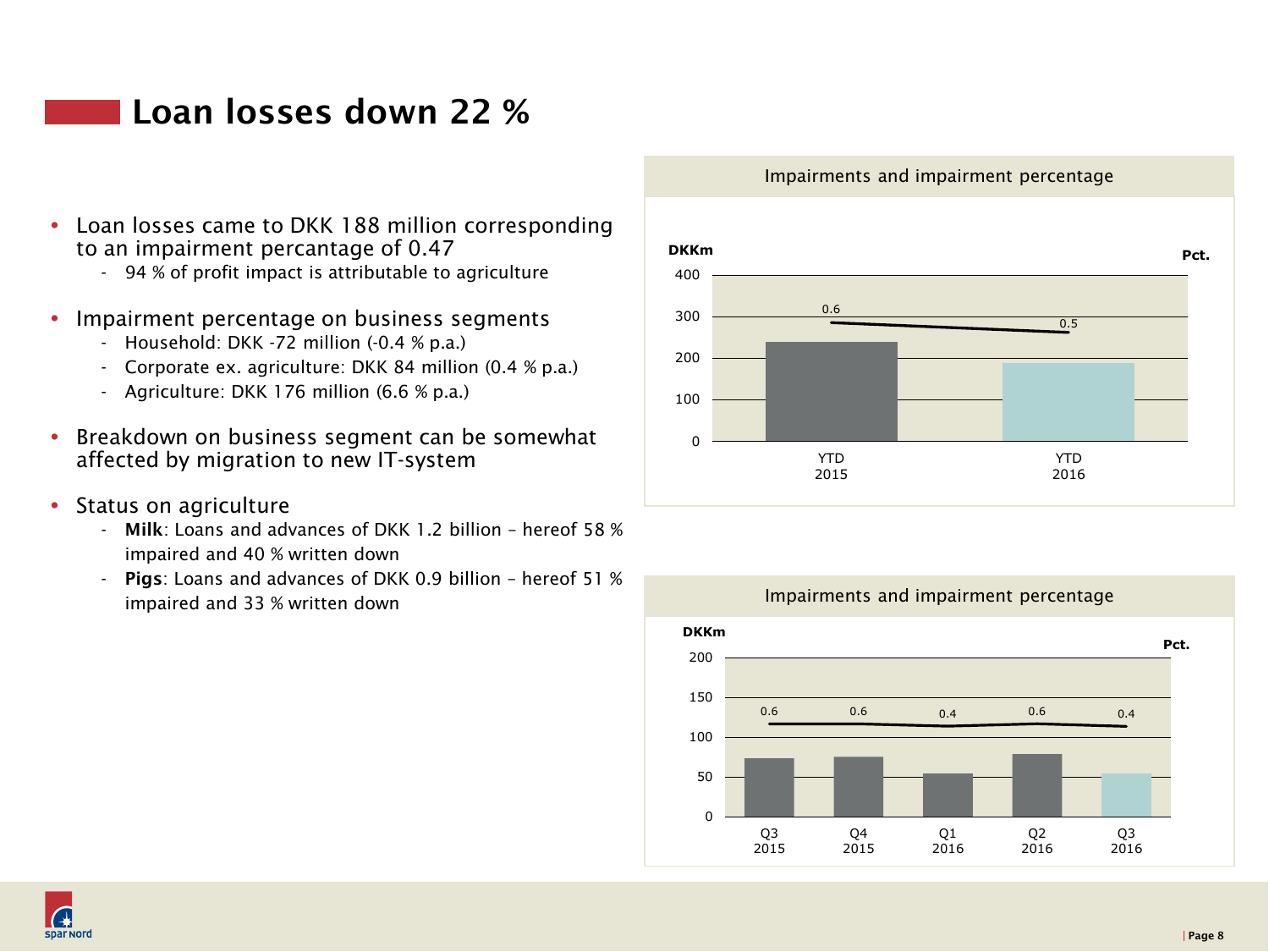# Loan losses down 22 %

- Loan losses came to DKK 188 million corresponding to an impairment percantage of 0.47
  - 94 % of profit impact is attributable to agriculture
- Impairment percentage on business segments
  - Household: DKK -72 million (-0.4 % p.a.)
  - Corporate ex. agriculture: DKK 84 million (0.4 % p.a.)
  - Agriculture: DKK 176 million (6.6 % p.a.)
- Breakdown on business segment can be somewhat affected by migration to new IT-system
- Status on agriculture
  - **Milk**: Loans and advances of DKK 1.2 billion – hereof 58 % impaired and 40 % written down
  - **Pigs**: Loans and advances of DKK 0.9 billion – hereof 51 % impaired and 33 % written down

**Impairments and impairment percentage**

| | YTD 2015 | YTD 2016 |
|---|---|---|
| Pct. | 0.6 | 0.5 |

**Impairments and impairment percentage**

| | Q3 2015 | Q4 2015 | Q1 2016 | Q2 2016 | Q3 2016 |
|---|---|---|---|---|---|
| Pct. | 0.6 | 0.6 | 0.4 | 0.6 | 0.4 |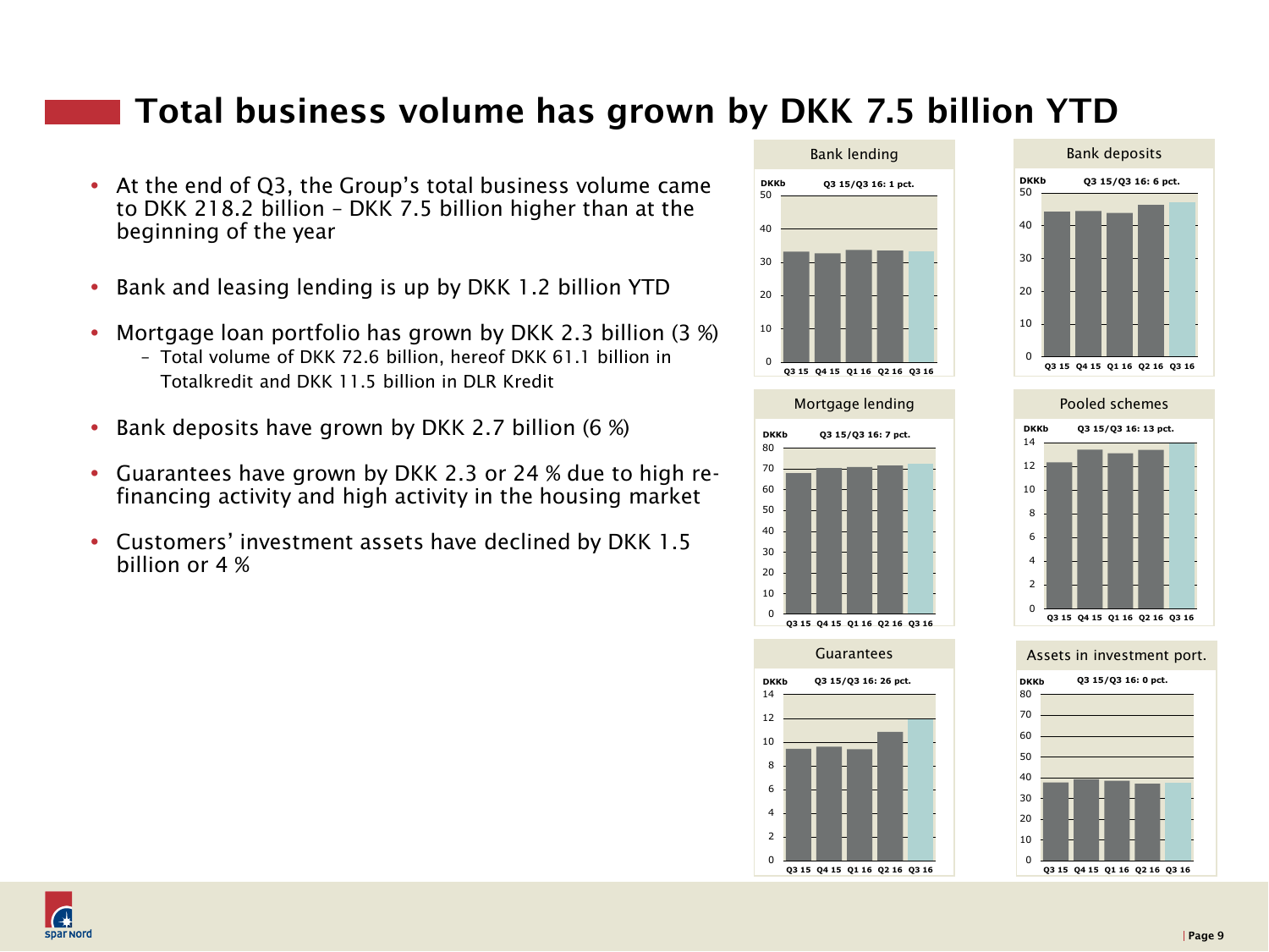# Total business volume has grown by DKK 7.5 billion YTD

- At the end of Q3, the Group's total business volume came to DKK 218.2 billion – DKK 7.5 billion higher than at the beginning of the year
- Bank and leasing lending is up by DKK 1.2 billion YTD
- Mortgage loan portfolio has grown by DKK 2.3 billion (3 %)
  - Total volume of DKK 72.6 billion, hereof DKK 61.1 billion in Totalkredit and DKK 11.5 billion in DLR Kredit
- Bank deposits have grown by DKK 2.7 billion (6 %)
- Guarantees have grown by DKK 2.3 or 24 % due to high re-financing activity and high activity in the housing market
- Customers' investment assets have declined by DKK 1.5 billion or 4 %

**Bank lending**

DKKb — Q3 15/Q3 16: 1 pct.

**Bank deposits**

DKKb — Q3 15/Q3 16: 6 pct.

**Mortgage lending**

DKKb — Q3 15/Q3 16: 7 pct.

**Pooled schemes**

DKKb — Q3 15/Q3 16: 13 pct.

**Guarantees**

DKKb — Q3 15/Q3 16: 26 pct.

**Assets in investment port.**

DKKb — Q3 15/Q3 16: 0 pct.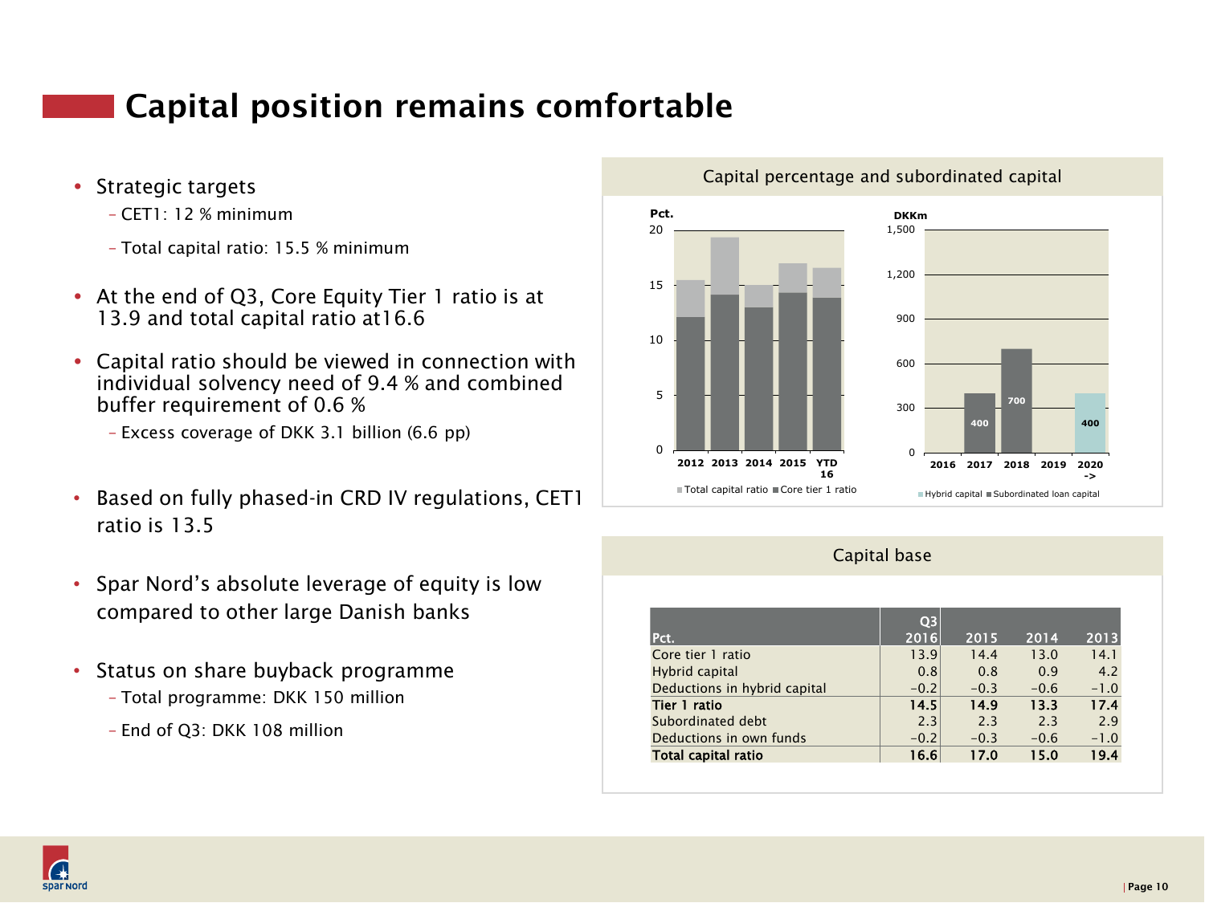# Capital position remains comfortable

- Strategic targets
  - CET1: 12 % minimum
  - Total capital ratio: 15.5 % minimum
- At the end of Q3, Core Equity Tier 1 ratio is at 13.9 and total capital ratio at16.6
- Capital ratio should be viewed in connection with individual solvency need of 9.4 % and combined buffer requirement of 0.6 %
  - Excess coverage of DKK 3.1 billion (6.6 pp)
- Based on fully phased-in CRD IV regulations, CET1 ratio is 13.5
- Spar Nord's absolute leverage of equity is low compared to other large Danish banks
- Status on share buyback programme
  - Total programme: DKK 150 million
  - End of Q3: DKK 108 million

Capital percentage and subordinated capital

Pct.

Total capital ratio ■ Core tier 1 ratio

DKKm

| | 2016 | 2017 | 2018 | 2019 | 2020 -> |
|---|---|---|---|---|---|
| Subordinated loan capital | | 400 | 700 | | |
| Hybrid capital | | | | | 400 |

Capital base

| Pct. | Q3 2016 | 2015 | 2014 | 2013 |
|---|---|---|---|---|
| Core tier 1 ratio | 13.9 | 14.4 | 13.0 | 14.1 |
| Hybrid capital | 0.8 | 0.8 | 0.9 | 4.2 |
| Deductions in hybrid capital | -0.2 | -0.3 | -0.6 | -1.0 |
| **Tier 1 ratio** | **14.5** | **14.9** | **13.3** | **17.4** |
| Subordinated debt | 2.3 | 2.3 | 2.3 | 2.9 |
| Deductions in own funds | -0.2 | -0.3 | -0.6 | -1.0 |
| **Total capital ratio** | **16.6** | **17.0** | **15.0** | **19.4** |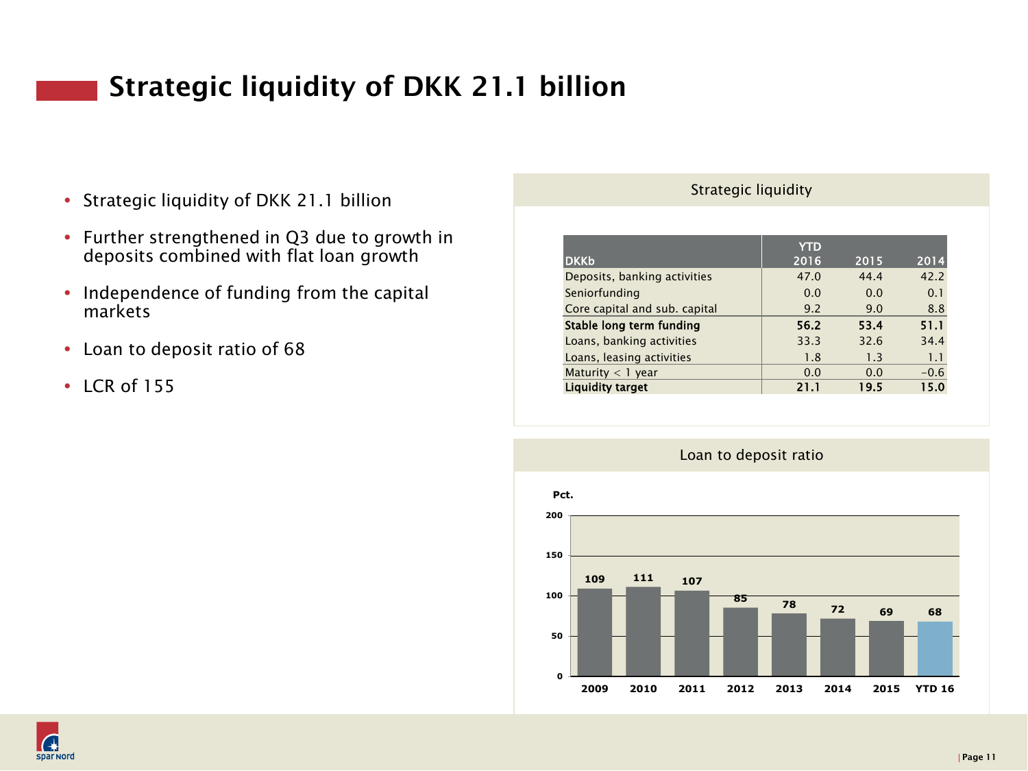# Strategic liquidity of DKK 21.1 billion

- Strategic liquidity of DKK 21.1 billion
- Further strengthened in Q3 due to growth in deposits combined with flat loan growth
- Independence of funding from the capital markets
- Loan to deposit ratio of 68
- LCR of 155

## Strategic liquidity

| DKKb | YTD 2016 | 2015 | 2014 |
|---|---|---|---|
| Deposits, banking activities | 47.0 | 44.4 | 42.2 |
| Seniorfunding | 0.0 | 0.0 | 0.1 |
| Core capital and sub. capital | 9.2 | 9.0 | 8.8 |
| **Stable long term funding** | **56.2** | **53.4** | **51.1** |
| Loans, banking activities | 33.3 | 32.6 | 34.4 |
| Loans, leasing activities | 1.8 | 1.3 | 1.1 |
| Maturity < 1 year | 0.0 | 0.0 | -0.6 |
| **Liquidity target** | **21.1** | **19.5** | **15.0** |

## Loan to deposit ratio

Pct.

| Year | 2009 | 2010 | 2011 | 2012 | 2013 | 2014 | 2015 | YTD 16 |
|---|---|---|---|---|---|---|---|---|
| Pct. | 109 | 111 | 107 | 85 | 78 | 72 | 69 | 68 |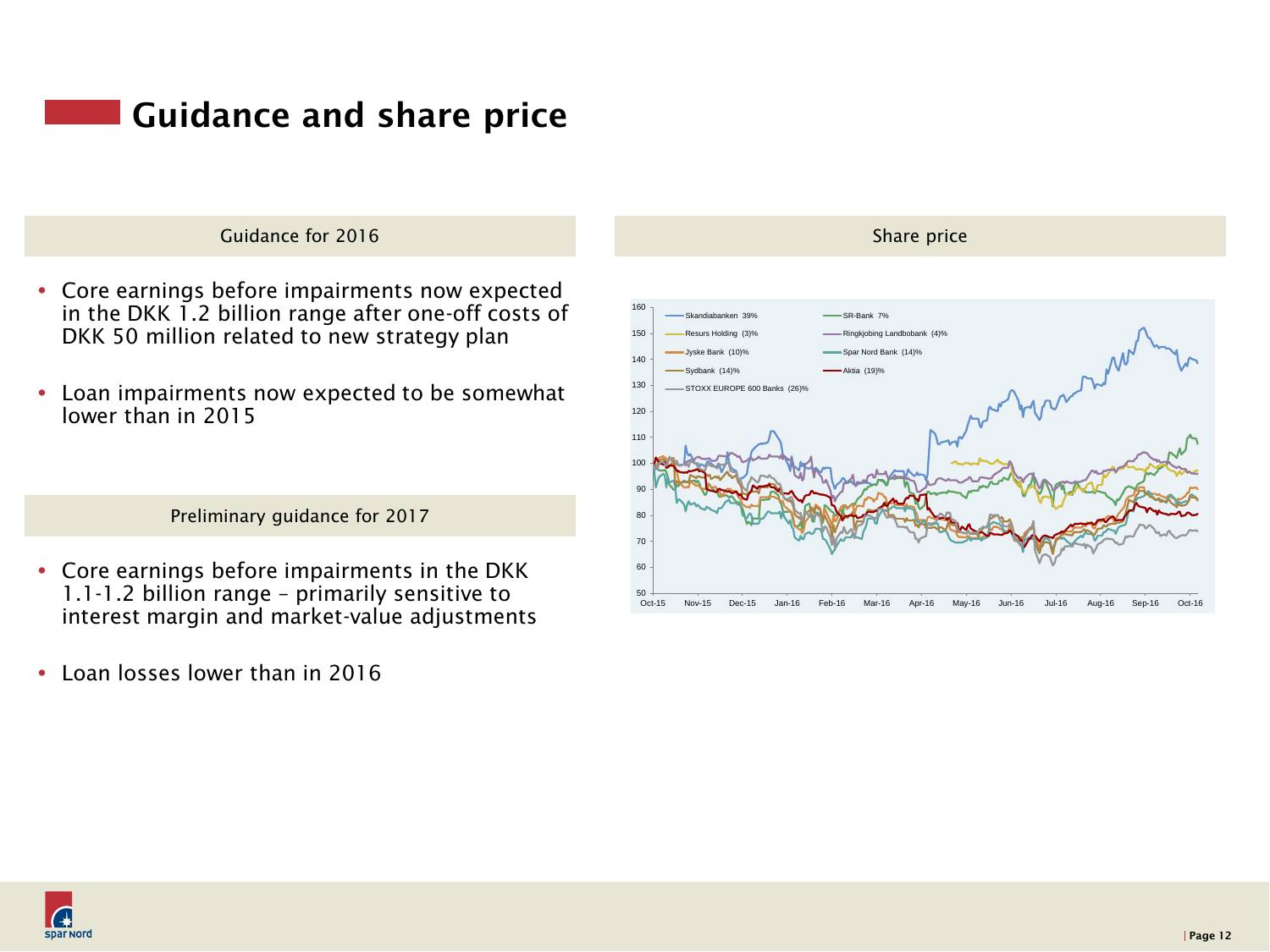# Guidance and share price

## Guidance for 2016

- Core earnings before impairments now expected in the DKK 1.2 billion range after one-off costs of DKK 50 million related to new strategy plan
- Loan impairments now expected to be somewhat lower than in 2015

## Preliminary guidance for 2017

- Core earnings before impairments in the DKK 1.1-1.2 billion range – primarily sensitive to interest margin and market-value adjustments
- Loan losses lower than in 2016

## Share price

Skandiabanken 39%
SR-Bank 7%
Resurs Holding (3)%
Ringkjobing Landbobank (4)%
Jyske Bank (10)%
Spar Nord Bank (14)%
Sydbank (14)%
Aktia (19)%
STOXX EUROPE 600 Banks (26)%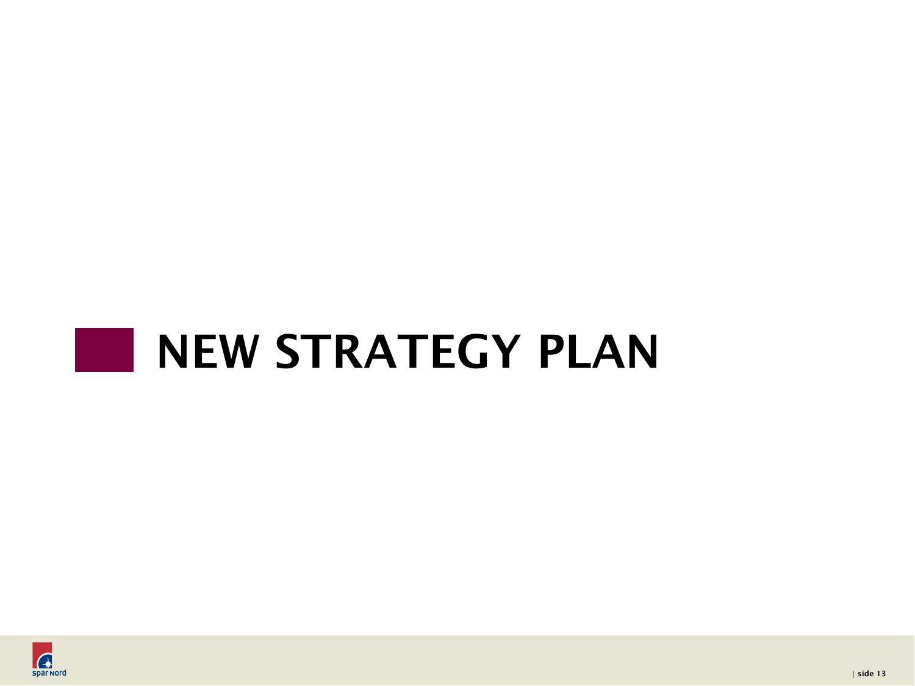# NEW STRATEGY PLAN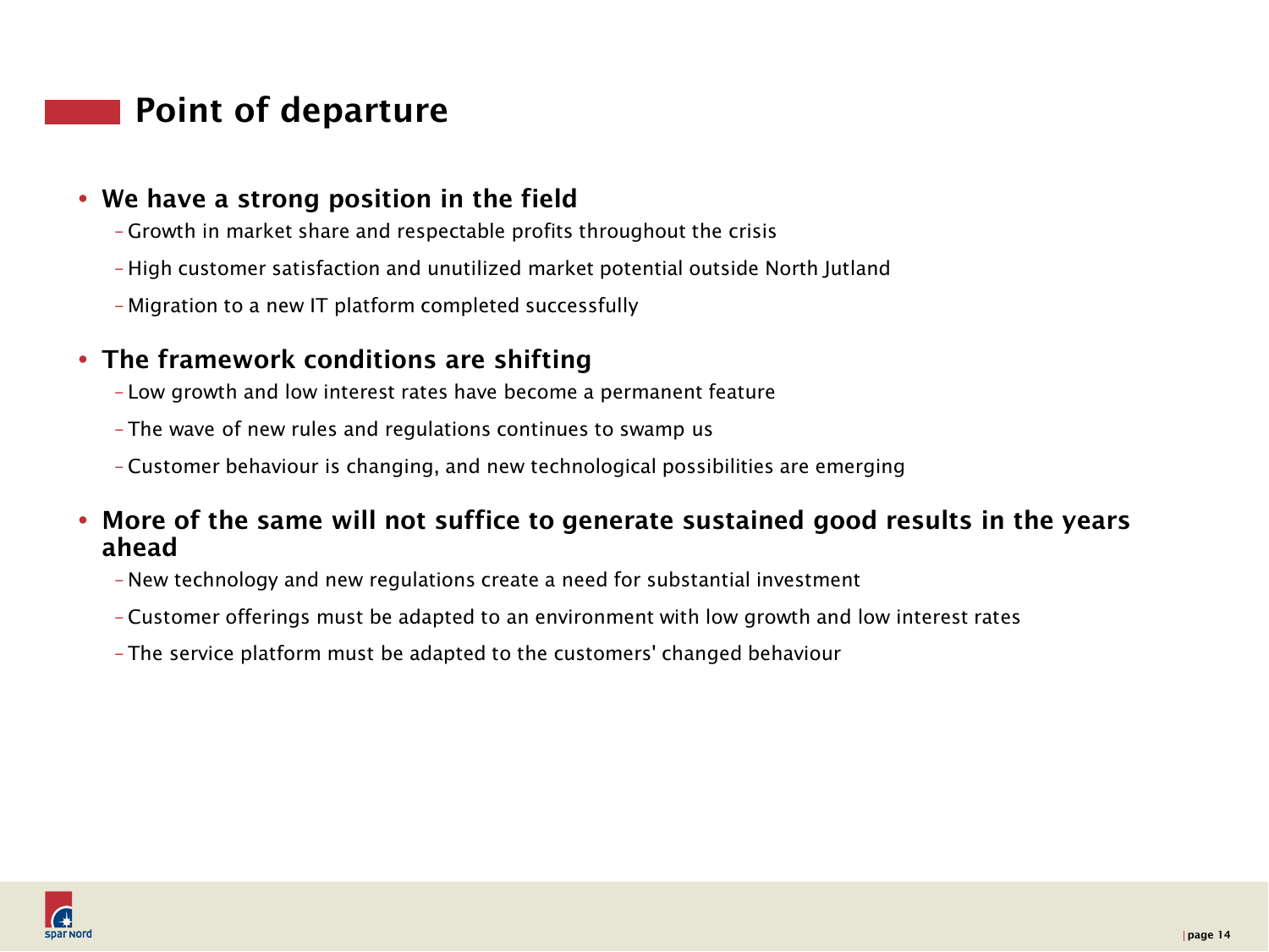# Point of departure

- **We have a strong position in the field**
  - Growth in market share and respectable profits throughout the crisis
  - High customer satisfaction and unutilized market potential outside North Jutland
  - Migration to a new IT platform completed successfully
- **The framework conditions are shifting**
  - Low growth and low interest rates have become a permanent feature
  - The wave of new rules and regulations continues to swamp us
  - Customer behaviour is changing, and new technological possibilities are emerging
- **More of the same will not suffice to generate sustained good results in the years ahead**
  - New technology and new regulations create a need for substantial investment
  - Customer offerings must be adapted to an environment with low growth and low interest rates
  - The service platform must be adapted to the customers' changed behaviour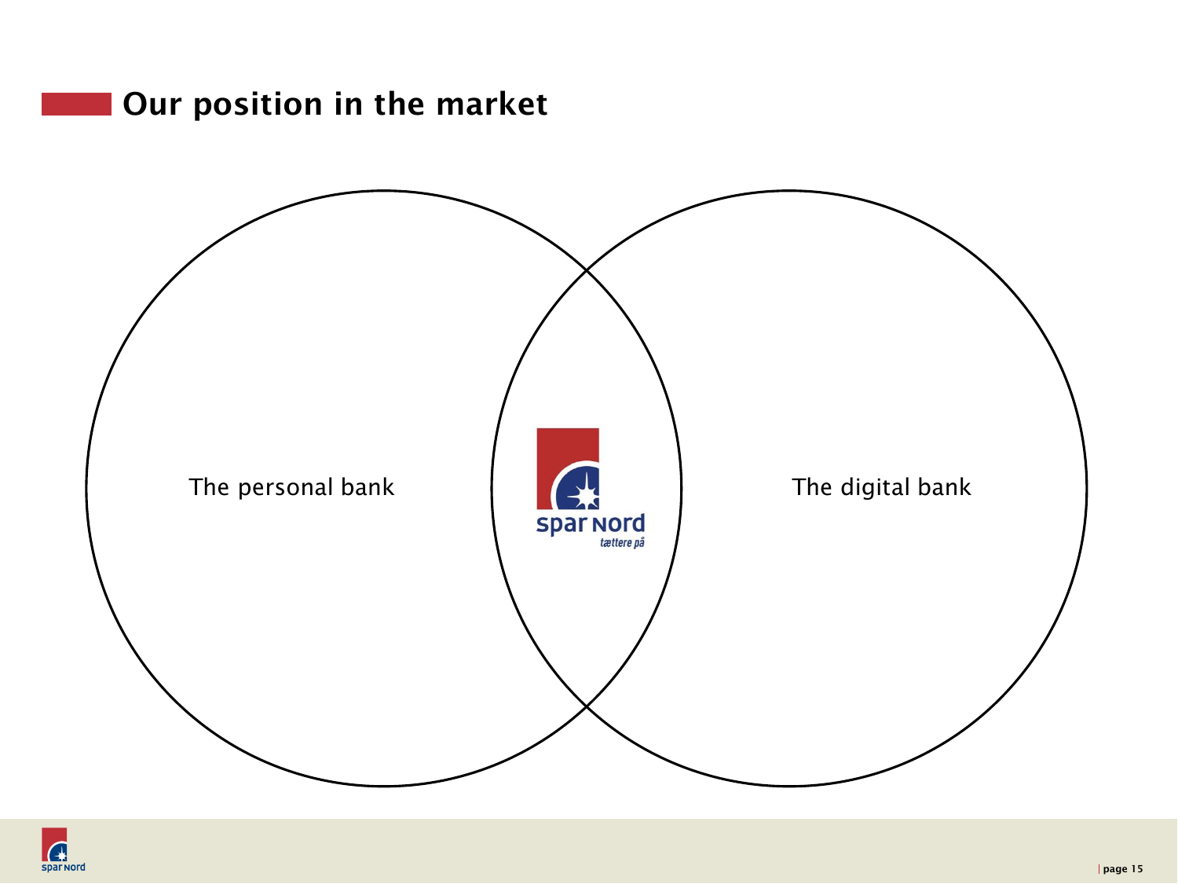# Our position in the market

The personal bank

spar Nord
*tættere på*

The digital bank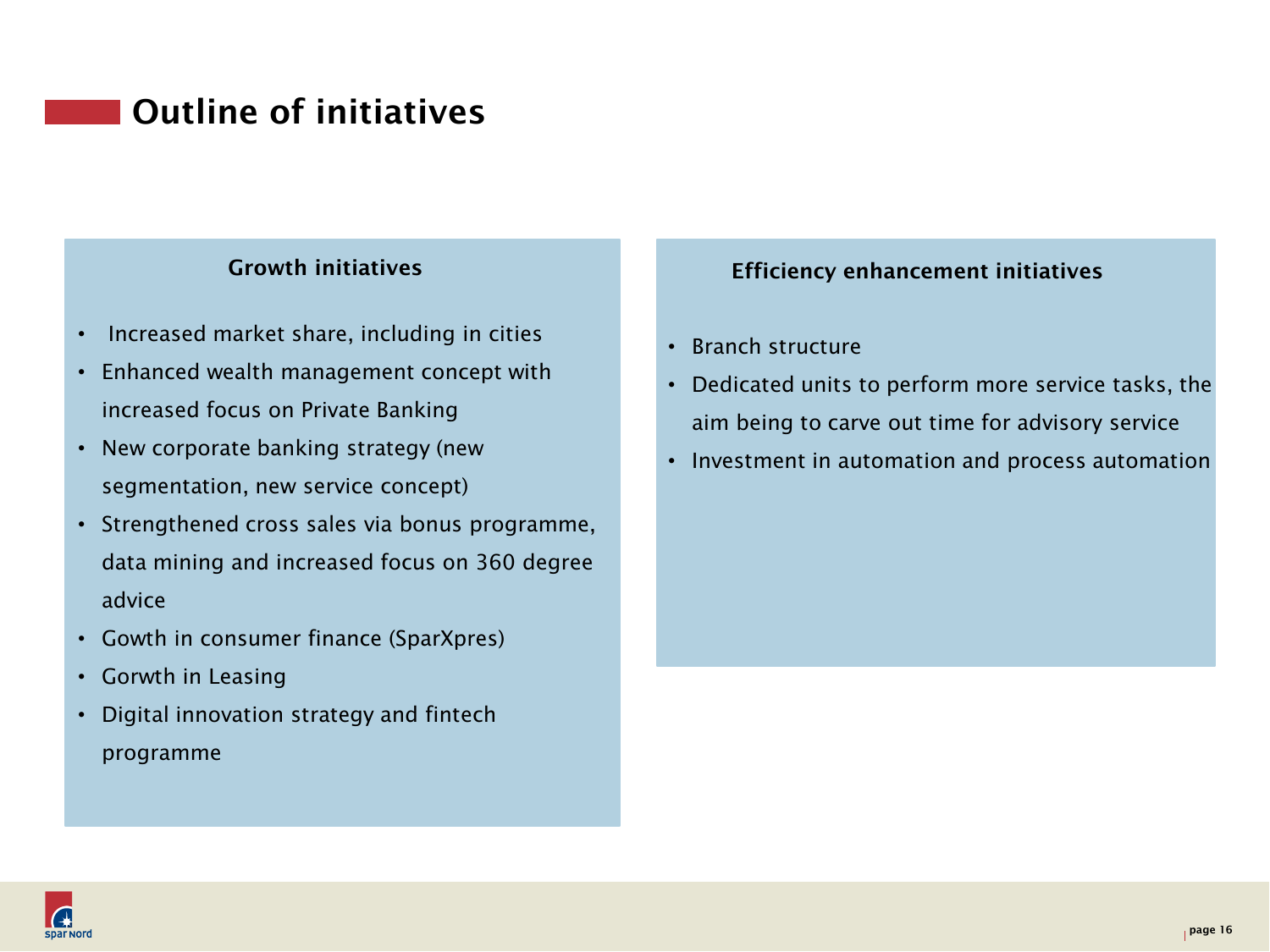# Outline of initiatives

### Growth initiatives

- Increased market share, including in cities
- Enhanced wealth management concept with increased focus on Private Banking
- New corporate banking strategy (new segmentation, new service concept)
- Strengthened cross sales via bonus programme, data mining and increased focus on 360 degree advice
- Gowth in consumer finance (SparXpres)
- Gorwth in Leasing
- Digital innovation strategy and fintech programme

### Efficiency enhancement initiatives

- Branch structure
- Dedicated units to perform more service tasks, the aim being to carve out time for advisory service
- Investment in automation and process automation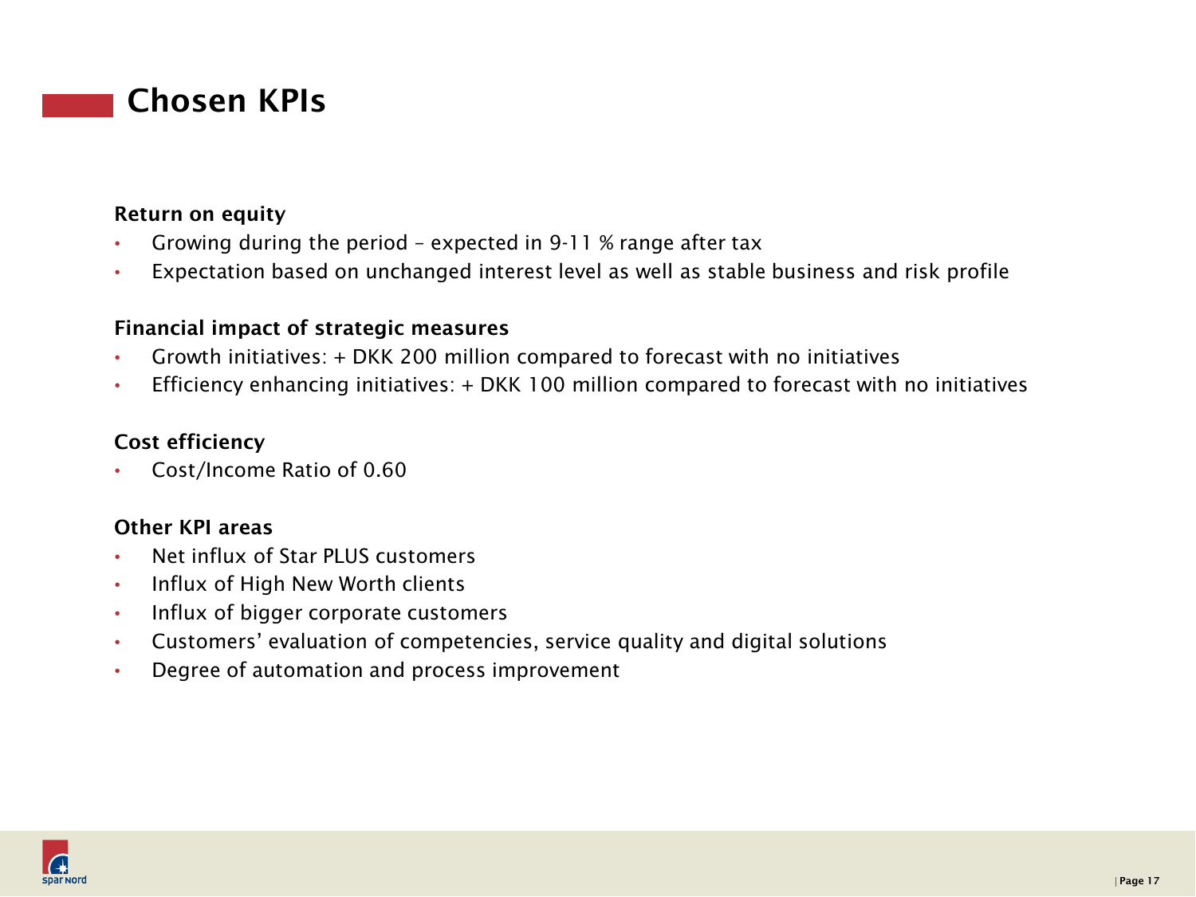# Chosen KPIs

**Return on equity**

- Growing during the period – expected in 9-11 % range after tax
- Expectation based on unchanged interest level as well as stable business and risk profile

**Financial impact of strategic measures**

- Growth initiatives: + DKK 200 million compared to forecast with no initiatives
- Efficiency enhancing initiatives: + DKK 100 million compared to forecast with no initiatives

**Cost efficiency**

- Cost/Income Ratio of 0.60

**Other KPI areas**

- Net influx of Star PLUS customers
- Influx of High New Worth clients
- Influx of bigger corporate customers
- Customers' evaluation of competencies, service quality and digital solutions
- Degree of automation and process improvement